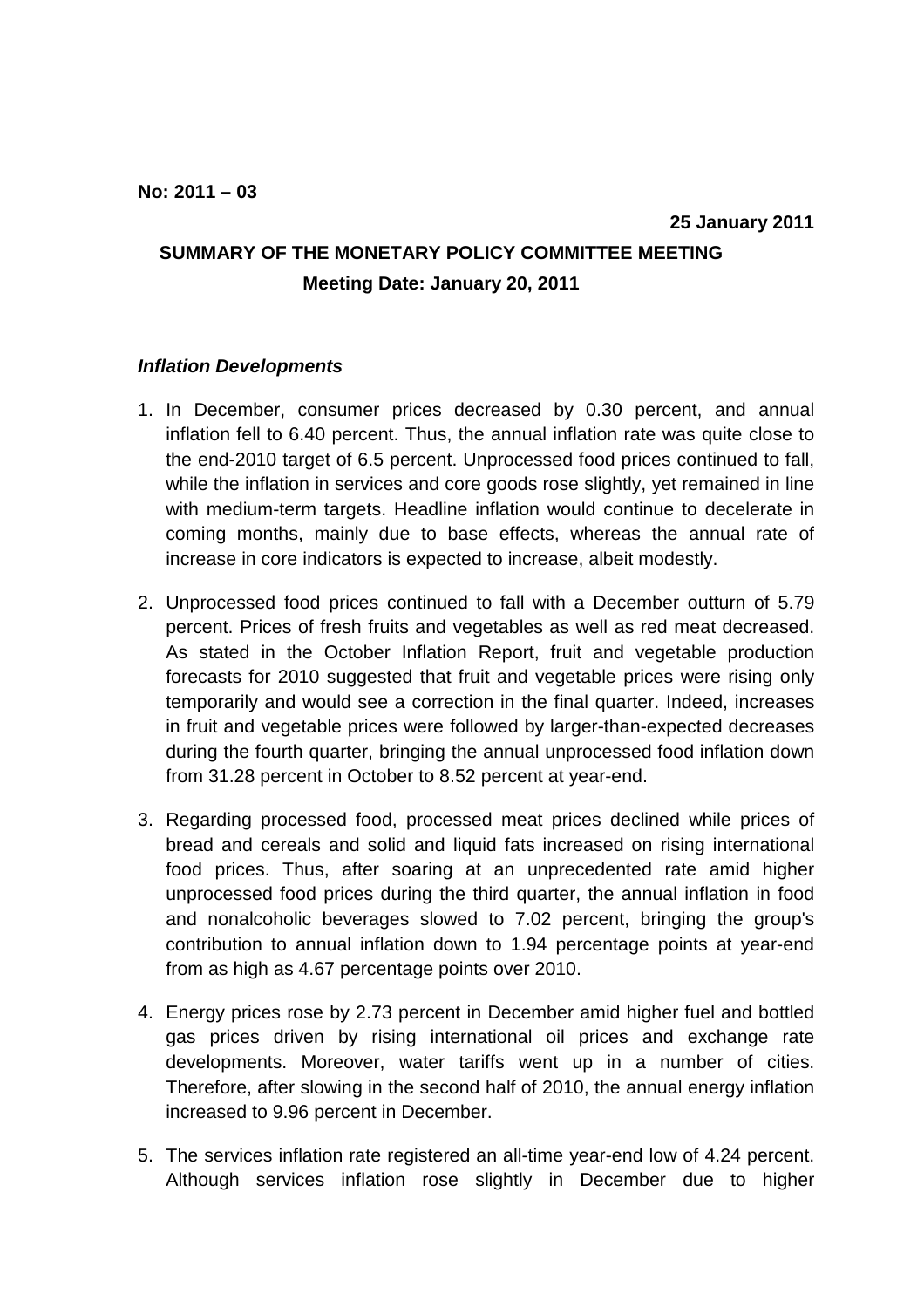**No: 2011 – 03**

**25 January 2011**

## SUMMARY OF THE MONETARY POLICY COMMITTEE MEETING

**Meeting Date: January 20, 2011**

### *Inflation Developments*

1. In December, consumer prices decreased by 0.30 percent, and annual inflation fell to 6.40 percent. Thus, the annual inflation rate was quite close to the end-2010 target of 6.5 percent. Unprocessed food prices continued to fall, while the inflation in services and core goods rose slightly, yet remained in line with medium-term targets. Headline inflation would continue to decelerate in coming months, mainly due to base effects, whereas the annual rate of increase in core indicators is expected to increase, albeit modestly.

2. Unprocessed food prices continued to fall with a December outturn of 5.79 percent. Prices of fresh fruits and vegetables as well as red meat decreased. As stated in the October Inflation Report, fruit and vegetable production forecasts for 2010 suggested that fruit and vegetable prices were rising only temporarily and would see a correction in the final quarter. Indeed, increases in fruit and vegetable prices were followed by larger-than-expected decreases during the fourth quarter, bringing the annual unprocessed food inflation down from 31.28 percent in October to 8.52 percent at year-end.

3. Regarding processed food, processed meat prices declined while prices of bread and cereals and solid and liquid fats increased on rising international food prices. Thus, after soaring at an unprecedented rate amid higher unprocessed food prices during the third quarter, the annual inflation in food and nonalcoholic beverages slowed to 7.02 percent, bringing the group's contribution to annual inflation down to 1.94 percentage points at year-end from as high as 4.67 percentage points over 2010.

4. Energy prices rose by 2.73 percent in December amid higher fuel and bottled gas prices driven by rising international oil prices and exchange rate developments. Moreover, water tariffs went up in a number of cities. Therefore, after slowing in the second half of 2010, the annual energy inflation increased to 9.96 percent in December.

5. The services inflation rate registered an all-time year-end low of 4.24 percent. Although services inflation rose slightly in December due to higher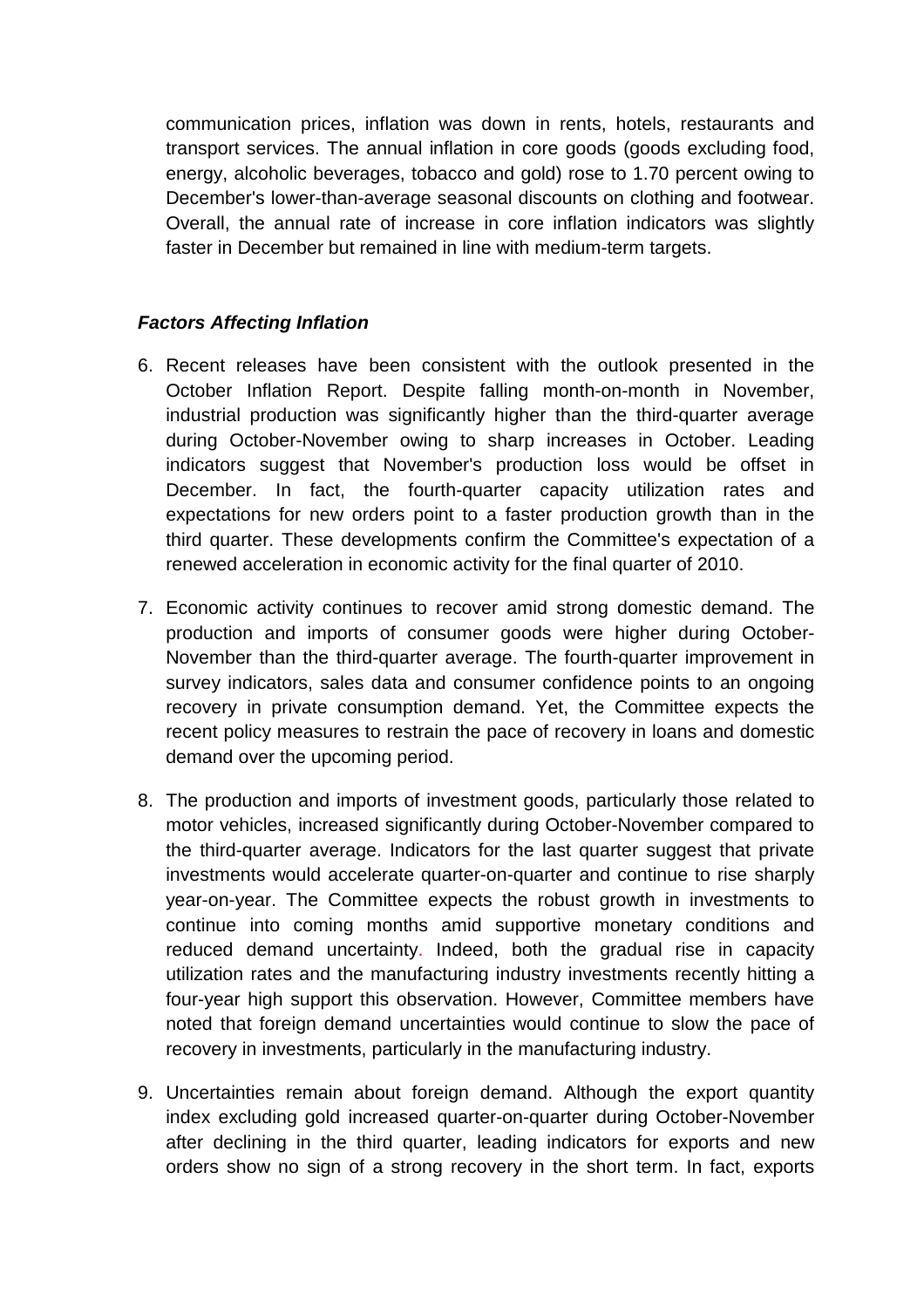communication prices, inflation was down in rents, hotels, restaurants and transport services. The annual inflation in core goods (goods excluding food, energy, alcoholic beverages, tobacco and gold) rose to 1.70 percent owing to December's lower-than-average seasonal discounts on clothing and footwear. Overall, the annual rate of increase in core inflation indicators was slightly faster in December but remained in line with medium-term targets.

### *Factors Affecting Inflation*

6. Recent releases have been consistent with the outlook presented in the October Inflation Report. Despite falling month-on-month in November, industrial production was significantly higher than the third-quarter average during October-November owing to sharp increases in October. Leading indicators suggest that November's production loss would be offset in December. In fact, the fourth-quarter capacity utilization rates and expectations for new orders point to a faster production growth than in the third quarter. These developments confirm the Committee's expectation of a renewed acceleration in economic activity for the final quarter of 2010.

7. Economic activity continues to recover amid strong domestic demand. The production and imports of consumer goods were higher during October-November than the third-quarter average. The fourth-quarter improvement in survey indicators, sales data and consumer confidence points to an ongoing recovery in private consumption demand. Yet, the Committee expects the recent policy measures to restrain the pace of recovery in loans and domestic demand over the upcoming period.

8. The production and imports of investment goods, particularly those related to motor vehicles, increased significantly during October-November compared to the third-quarter average. Indicators for the last quarter suggest that private investments would accelerate quarter-on-quarter and continue to rise sharply year-on-year. The Committee expects the robust growth in investments to continue into coming months amid supportive monetary conditions and reduced demand uncertainty. Indeed, both the gradual rise in capacity utilization rates and the manufacturing industry investments recently hitting a four-year high support this observation. However, Committee members have noted that foreign demand uncertainties would continue to slow the pace of recovery in investments, particularly in the manufacturing industry.

9. Uncertainties remain about foreign demand. Although the export quantity index excluding gold increased quarter-on-quarter during October-November after declining in the third quarter, leading indicators for exports and new orders show no sign of a strong recovery in the short term. In fact, exports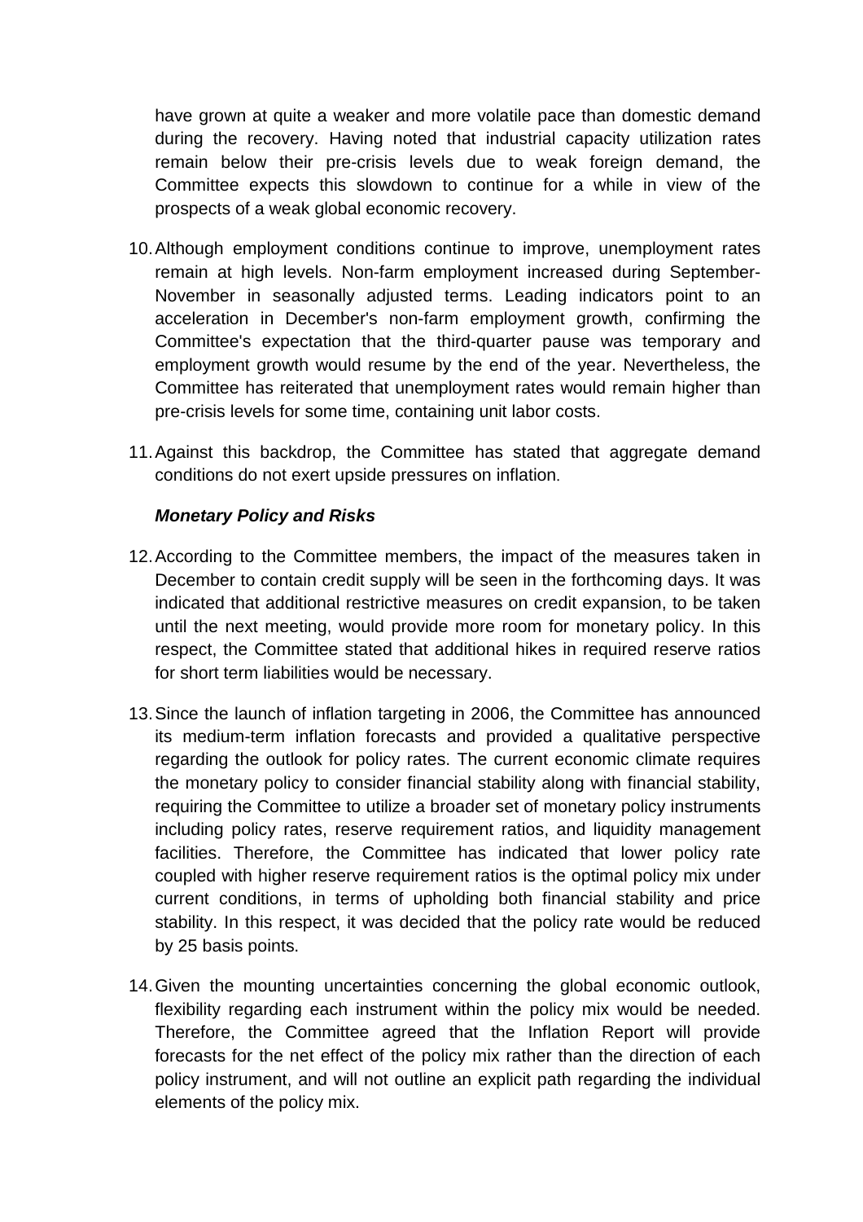have grown at quite a weaker and more volatile pace than domestic demand during the recovery. Having noted that industrial capacity utilization rates remain below their pre-crisis levels due to weak foreign demand, the Committee expects this slowdown to continue for a while in view of the prospects of a weak global economic recovery.

10. Although employment conditions continue to improve, unemployment rates remain at high levels. Non-farm employment increased during September-November in seasonally adjusted terms. Leading indicators point to an acceleration in December's non-farm employment growth, confirming the Committee's expectation that the third-quarter pause was temporary and employment growth would resume by the end of the year. Nevertheless, the Committee has reiterated that unemployment rates would remain higher than pre-crisis levels for some time, containing unit labor costs.

11. Against this backdrop, the Committee has stated that aggregate demand conditions do not exert upside pressures on inflation.

***Monetary Policy and Risks***

12. According to the Committee members, the impact of the measures taken in December to contain credit supply will be seen in the forthcoming days. It was indicated that additional restrictive measures on credit expansion, to be taken until the next meeting, would provide more room for monetary policy. In this respect, the Committee stated that additional hikes in required reserve ratios for short term liabilities would be necessary.

13. Since the launch of inflation targeting in 2006, the Committee has announced its medium-term inflation forecasts and provided a qualitative perspective regarding the outlook for policy rates. The current economic climate requires the monetary policy to consider financial stability along with financial stability, requiring the Committee to utilize a broader set of monetary policy instruments including policy rates, reserve requirement ratios, and liquidity management facilities. Therefore, the Committee has indicated that lower policy rate coupled with higher reserve requirement ratios is the optimal policy mix under current conditions, in terms of upholding both financial stability and price stability. In this respect, it was decided that the policy rate would be reduced by 25 basis points.

14. Given the mounting uncertainties concerning the global economic outlook, flexibility regarding each instrument within the policy mix would be needed. Therefore, the Committee agreed that the Inflation Report will provide forecasts for the net effect of the policy mix rather than the direction of each policy instrument, and will not outline an explicit path regarding the individual elements of the policy mix.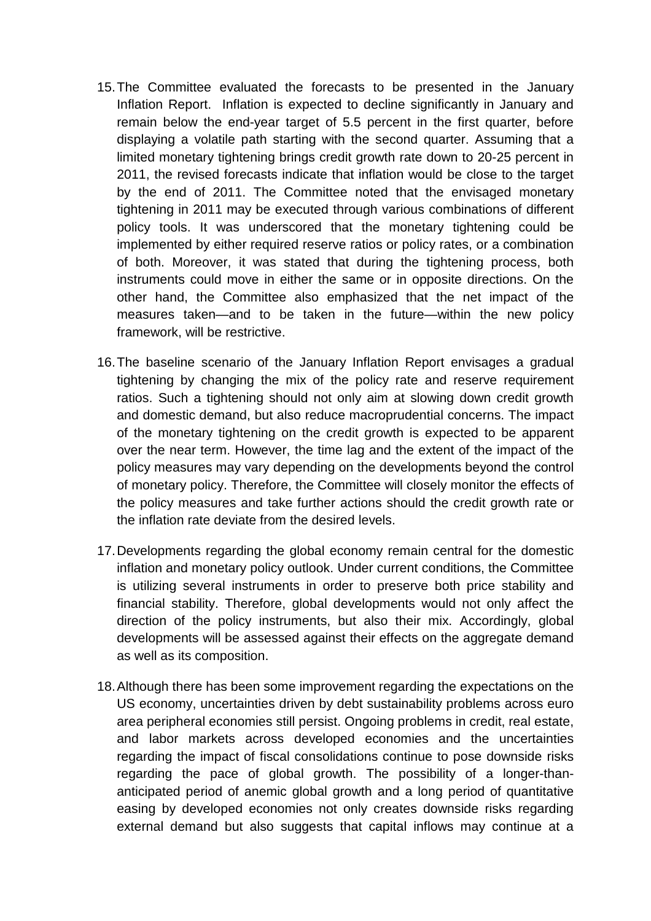15. The Committee evaluated the forecasts to be presented in the January Inflation Report. Inflation is expected to decline significantly in January and remain below the end-year target of 5.5 percent in the first quarter, before displaying a volatile path starting with the second quarter. Assuming that a limited monetary tightening brings credit growth rate down to 20-25 percent in 2011, the revised forecasts indicate that inflation would be close to the target by the end of 2011. The Committee noted that the envisaged monetary tightening in 2011 may be executed through various combinations of different policy tools. It was underscored that the monetary tightening could be implemented by either required reserve ratios or policy rates, or a combination of both. Moreover, it was stated that during the tightening process, both instruments could move in either the same or in opposite directions. On the other hand, the Committee also emphasized that the net impact of the measures taken—and to be taken in the future—within the new policy framework, will be restrictive.

16. The baseline scenario of the January Inflation Report envisages a gradual tightening by changing the mix of the policy rate and reserve requirement ratios. Such a tightening should not only aim at slowing down credit growth and domestic demand, but also reduce macroprudential concerns. The impact of the monetary tightening on the credit growth is expected to be apparent over the near term. However, the time lag and the extent of the impact of the policy measures may vary depending on the developments beyond the control of monetary policy. Therefore, the Committee will closely monitor the effects of the policy measures and take further actions should the credit growth rate or the inflation rate deviate from the desired levels.

17. Developments regarding the global economy remain central for the domestic inflation and monetary policy outlook. Under current conditions, the Committee is utilizing several instruments in order to preserve both price stability and financial stability. Therefore, global developments would not only affect the direction of the policy instruments, but also their mix. Accordingly, global developments will be assessed against their effects on the aggregate demand as well as its composition.

18. Although there has been some improvement regarding the expectations on the US economy, uncertainties driven by debt sustainability problems across euro area peripheral economies still persist. Ongoing problems in credit, real estate, and labor markets across developed economies and the uncertainties regarding the impact of fiscal consolidations continue to pose downside risks regarding the pace of global growth. The possibility of a longer-than-anticipated period of anemic global growth and a long period of quantitative easing by developed economies not only creates downside risks regarding external demand but also suggests that capital inflows may continue at a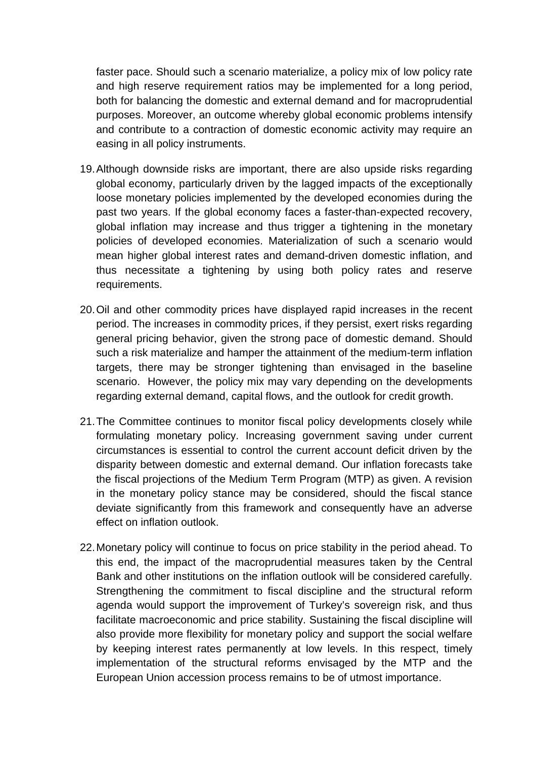faster pace. Should such a scenario materialize, a policy mix of low policy rate and high reserve requirement ratios may be implemented for a long period, both for balancing the domestic and external demand and for macroprudential purposes. Moreover, an outcome whereby global economic problems intensify and contribute to a contraction of domestic economic activity may require an easing in all policy instruments.

19. Although downside risks are important, there are also upside risks regarding global economy, particularly driven by the lagged impacts of the exceptionally loose monetary policies implemented by the developed economies during the past two years. If the global economy faces a faster-than-expected recovery, global inflation may increase and thus trigger a tightening in the monetary policies of developed economies. Materialization of such a scenario would mean higher global interest rates and demand-driven domestic inflation, and thus necessitate a tightening by using both policy rates and reserve requirements.

20. Oil and other commodity prices have displayed rapid increases in the recent period. The increases in commodity prices, if they persist, exert risks regarding general pricing behavior, given the strong pace of domestic demand. Should such a risk materialize and hamper the attainment of the medium-term inflation targets, there may be stronger tightening than envisaged in the baseline scenario. However, the policy mix may vary depending on the developments regarding external demand, capital flows, and the outlook for credit growth.

21. The Committee continues to monitor fiscal policy developments closely while formulating monetary policy. Increasing government saving under current circumstances is essential to control the current account deficit driven by the disparity between domestic and external demand. Our inflation forecasts take the fiscal projections of the Medium Term Program (MTP) as given. A revision in the monetary policy stance may be considered, should the fiscal stance deviate significantly from this framework and consequently have an adverse effect on inflation outlook.

22. Monetary policy will continue to focus on price stability in the period ahead. To this end, the impact of the macroprudential measures taken by the Central Bank and other institutions on the inflation outlook will be considered carefully. Strengthening the commitment to fiscal discipline and the structural reform agenda would support the improvement of Turkey's sovereign risk, and thus facilitate macroeconomic and price stability. Sustaining the fiscal discipline will also provide more flexibility for monetary policy and support the social welfare by keeping interest rates permanently at low levels. In this respect, timely implementation of the structural reforms envisaged by the MTP and the European Union accession process remains to be of utmost importance.